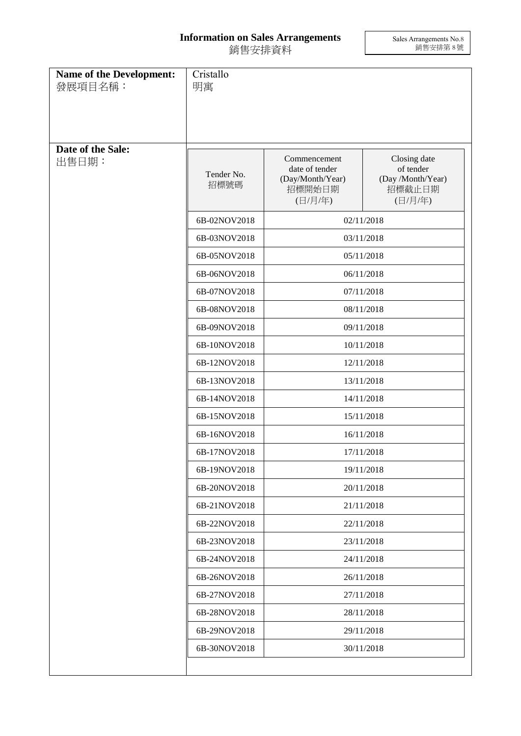# Information on Sales Arrangements
# 銷售安排資料

Sales Arrangements No.8
銷售安排第 8 號

**Name of the Development:**
發展項目名稱：

Cristallo
明寓

**Date of the Sale:**
出售日期：

| Tender No. 招標號碼 | Commencement date of tender (Day/Month/Year) 招標開始日期 (日/月/年) | Closing date of tender (Day /Month/Year) 招標截止日期 (日/月/年) |
|---|---|---|
| 6B-02NOV2018 | 02/11/2018 | |
| 6B-03NOV2018 | 03/11/2018 | |
| 6B-05NOV2018 | 05/11/2018 | |
| 6B-06NOV2018 | 06/11/2018 | |
| 6B-07NOV2018 | 07/11/2018 | |
| 6B-08NOV2018 | 08/11/2018 | |
| 6B-09NOV2018 | 09/11/2018 | |
| 6B-10NOV2018 | 10/11/2018 | |
| 6B-12NOV2018 | 12/11/2018 | |
| 6B-13NOV2018 | 13/11/2018 | |
| 6B-14NOV2018 | 14/11/2018 | |
| 6B-15NOV2018 | 15/11/2018 | |
| 6B-16NOV2018 | 16/11/2018 | |
| 6B-17NOV2018 | 17/11/2018 | |
| 6B-19NOV2018 | 19/11/2018 | |
| 6B-20NOV2018 | 20/11/2018 | |
| 6B-21NOV2018 | 21/11/2018 | |
| 6B-22NOV2018 | 22/11/2018 | |
| 6B-23NOV2018 | 23/11/2018 | |
| 6B-24NOV2018 | 24/11/2018 | |
| 6B-26NOV2018 | 26/11/2018 | |
| 6B-27NOV2018 | 27/11/2018 | |
| 6B-28NOV2018 | 28/11/2018 | |
| 6B-29NOV2018 | 29/11/2018 | |
| 6B-30NOV2018 | 30/11/2018 | |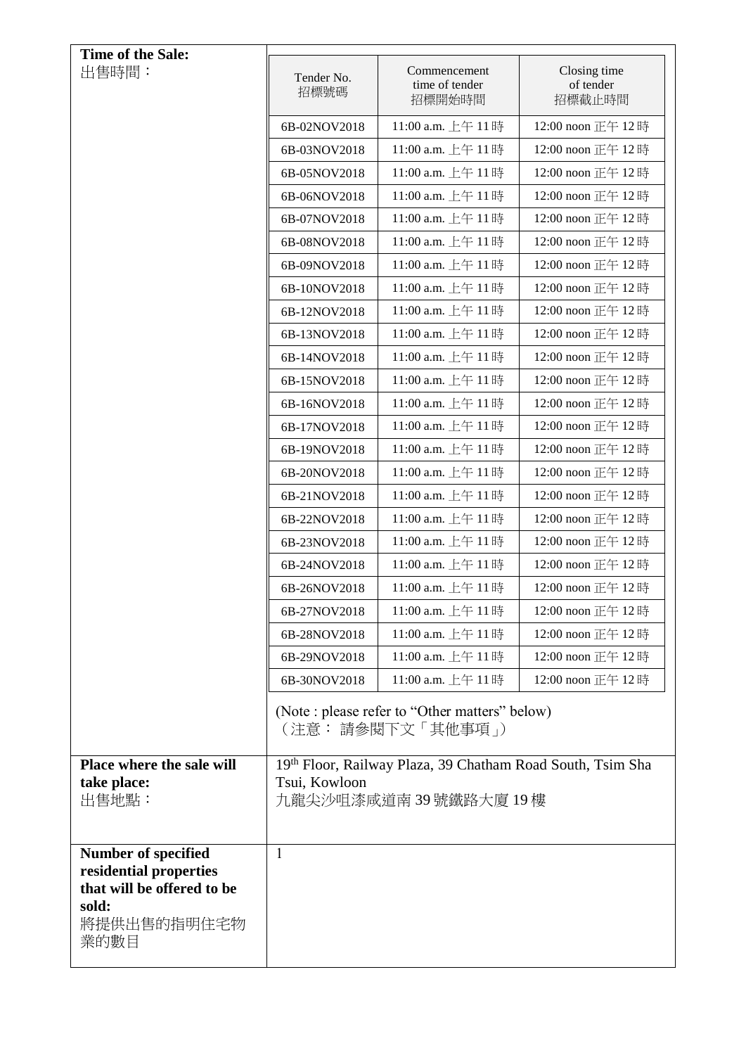| Time of the Sale: 出售時間： | Tender No. 招標號碼 | Commencement time of tender 招標開始時間 | Closing time of tender 招標截止時間 |
|---|---|---|---|
| | 6B-02NOV2018 | 11:00 a.m. 上午 11 時 | 12:00 noon 正午 12 時 |
| | 6B-03NOV2018 | 11:00 a.m. 上午 11 時 | 12:00 noon 正午 12 時 |
| | 6B-05NOV2018 | 11:00 a.m. 上午 11 時 | 12:00 noon 正午 12 時 |
| | 6B-06NOV2018 | 11:00 a.m. 上午 11 時 | 12:00 noon 正午 12 時 |
| | 6B-07NOV2018 | 11:00 a.m. 上午 11 時 | 12:00 noon 正午 12 時 |
| | 6B-08NOV2018 | 11:00 a.m. 上午 11 時 | 12:00 noon 正午 12 時 |
| | 6B-09NOV2018 | 11:00 a.m. 上午 11 時 | 12:00 noon 正午 12 時 |
| | 6B-10NOV2018 | 11:00 a.m. 上午 11 時 | 12:00 noon 正午 12 時 |
| | 6B-12NOV2018 | 11:00 a.m. 上午 11 時 | 12:00 noon 正午 12 時 |
| | 6B-13NOV2018 | 11:00 a.m. 上午 11 時 | 12:00 noon 正午 12 時 |
| | 6B-14NOV2018 | 11:00 a.m. 上午 11 時 | 12:00 noon 正午 12 時 |
| | 6B-15NOV2018 | 11:00 a.m. 上午 11 時 | 12:00 noon 正午 12 時 |
| | 6B-16NOV2018 | 11:00 a.m. 上午 11 時 | 12:00 noon 正午 12 時 |
| | 6B-17NOV2018 | 11:00 a.m. 上午 11 時 | 12:00 noon 正午 12 時 |
| | 6B-19NOV2018 | 11:00 a.m. 上午 11 時 | 12:00 noon 正午 12 時 |
| | 6B-20NOV2018 | 11:00 a.m. 上午 11 時 | 12:00 noon 正午 12 時 |
| | 6B-21NOV2018 | 11:00 a.m. 上午 11 時 | 12:00 noon 正午 12 時 |
| | 6B-22NOV2018 | 11:00 a.m. 上午 11 時 | 12:00 noon 正午 12 時 |
| | 6B-23NOV2018 | 11:00 a.m. 上午 11 時 | 12:00 noon 正午 12 時 |
| | 6B-24NOV2018 | 11:00 a.m. 上午 11 時 | 12:00 noon 正午 12 時 |
| | 6B-26NOV2018 | 11:00 a.m. 上午 11 時 | 12:00 noon 正午 12 時 |
| | 6B-27NOV2018 | 11:00 a.m. 上午 11 時 | 12:00 noon 正午 12 時 |
| | 6B-28NOV2018 | 11:00 a.m. 上午 11 時 | 12:00 noon 正午 12 時 |
| | 6B-29NOV2018 | 11:00 a.m. 上午 11 時 | 12:00 noon 正午 12 時 |
| | 6B-30NOV2018 | 11:00 a.m. 上午 11 時 | 12:00 noon 正午 12 時 |

(Note : please refer to "Other matters" below)
（注意： 請參閱下文「其他事項」）

| | |
|---|---|
| **Place where the sale will take place:** 出售地點： | 19th Floor, Railway Plaza, 39 Chatham Road South, Tsim Sha Tsui, Kowloon 九龍尖沙咀漆咸道南 39 號鐵路大廈 19 樓 |
| **Number of specified residential properties that will be offered to be sold:** 將提供出售的指明住宅物業的數目 | 1 |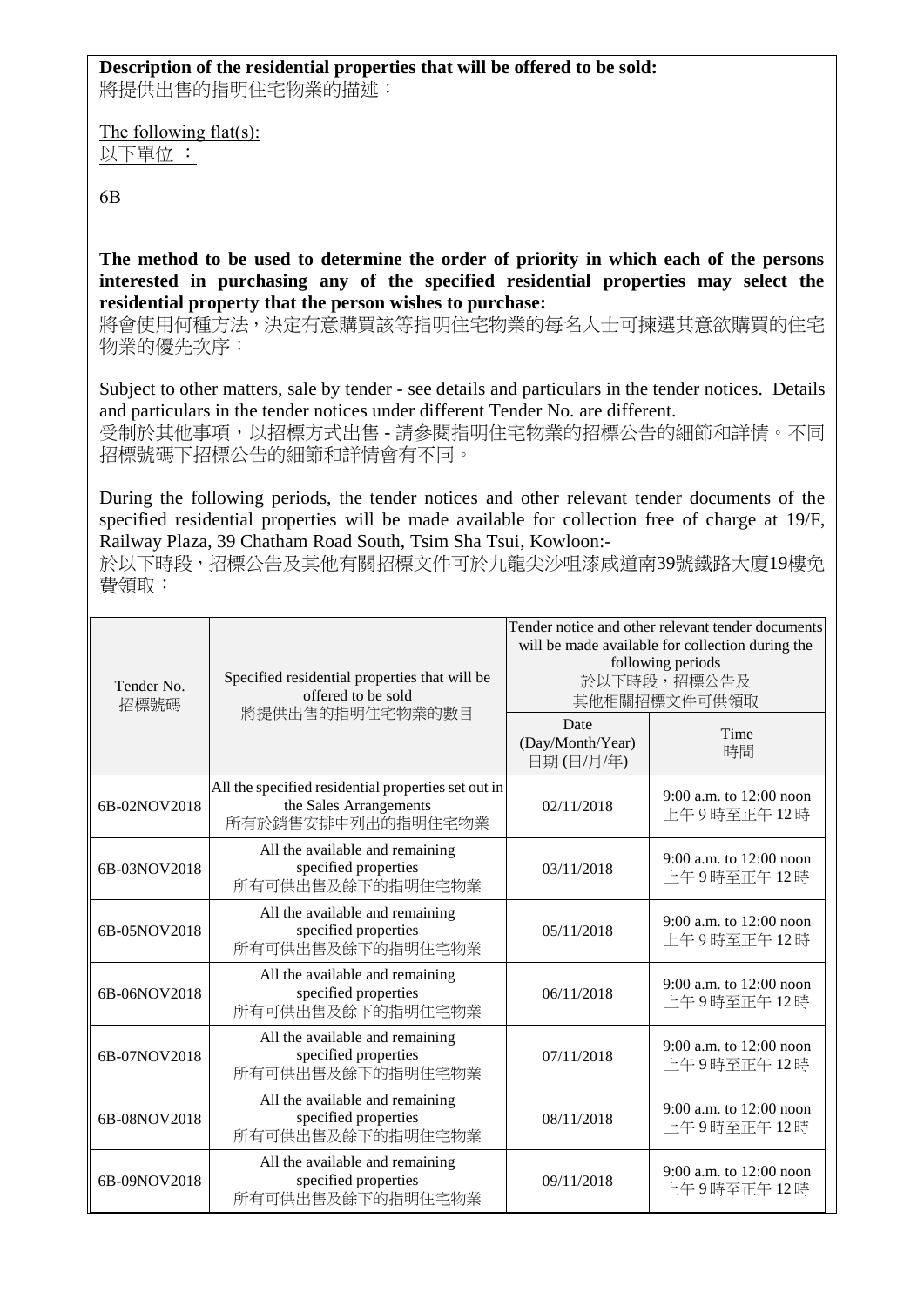**Description of the residential properties that will be offered to be sold:**
將提供出售的指明住宅物業的描述：

<u>The following flat(s):</u>
<u>以下單位 ：</u>

6B

**The method to be used to determine the order of priority in which each of the persons interested in purchasing any of the specified residential properties may select the residential property that the person wishes to purchase:**
將會使用何種方法，決定有意購買該等指明住宅物業的每名人士可揀選其意欲購買的住宅物業的優先次序：

Subject to other matters, sale by tender - see details and particulars in the tender notices. Details and particulars in the tender notices under different Tender No. are different.
受制於其他事項，以招標方式出售 - 請參閱指明住宅物業的招標公告的細節和詳情。不同招標號碼下招標公告的細節和詳情會有不同。

During the following periods, the tender notices and other relevant tender documents of the specified residential properties will be made available for collection free of charge at 19/F, Railway Plaza, 39 Chatham Road South, Tsim Sha Tsui, Kowloon:-
於以下時段，招標公告及其他有關招標文件可於九龍尖沙咀漆咸道南39號鐵路大廈19樓免費領取：

| Tender No. 招標號碼 | Specified residential properties that will be offered to be sold 將提供出售的指明住宅物業的數目 | Tender notice and other relevant tender documents will be made available for collection during the following periods 於以下時段，招標公告及其他相關招標文件可供領取 | |
|---|---|---|---|
| | | Date (Day/Month/Year) 日期 (日/月/年) | Time 時間 |
| 6B-02NOV2018 | All the specified residential properties set out in the Sales Arrangements 所有於銷售安排中列出的指明住宅物業 | 02/11/2018 | 9:00 a.m. to 12:00 noon 上午 9 時至正午 12 時 |
| 6B-03NOV2018 | All the available and remaining specified properties 所有可供出售及餘下的指明住宅物業 | 03/11/2018 | 9:00 a.m. to 12:00 noon 上午 9 時至正午 12 時 |
| 6B-05NOV2018 | All the available and remaining specified properties 所有可供出售及餘下的指明住宅物業 | 05/11/2018 | 9:00 a.m. to 12:00 noon 上午 9 時至正午 12 時 |
| 6B-06NOV2018 | All the available and remaining specified properties 所有可供出售及餘下的指明住宅物業 | 06/11/2018 | 9:00 a.m. to 12:00 noon 上午 9 時至正午 12 時 |
| 6B-07NOV2018 | All the available and remaining specified properties 所有可供出售及餘下的指明住宅物業 | 07/11/2018 | 9:00 a.m. to 12:00 noon 上午 9 時至正午 12 時 |
| 6B-08NOV2018 | All the available and remaining specified properties 所有可供出售及餘下的指明住宅物業 | 08/11/2018 | 9:00 a.m. to 12:00 noon 上午 9 時至正午 12 時 |
| 6B-09NOV2018 | All the available and remaining specified properties 所有可供出售及餘下的指明住宅物業 | 09/11/2018 | 9:00 a.m. to 12:00 noon 上午 9 時至正午 12 時 |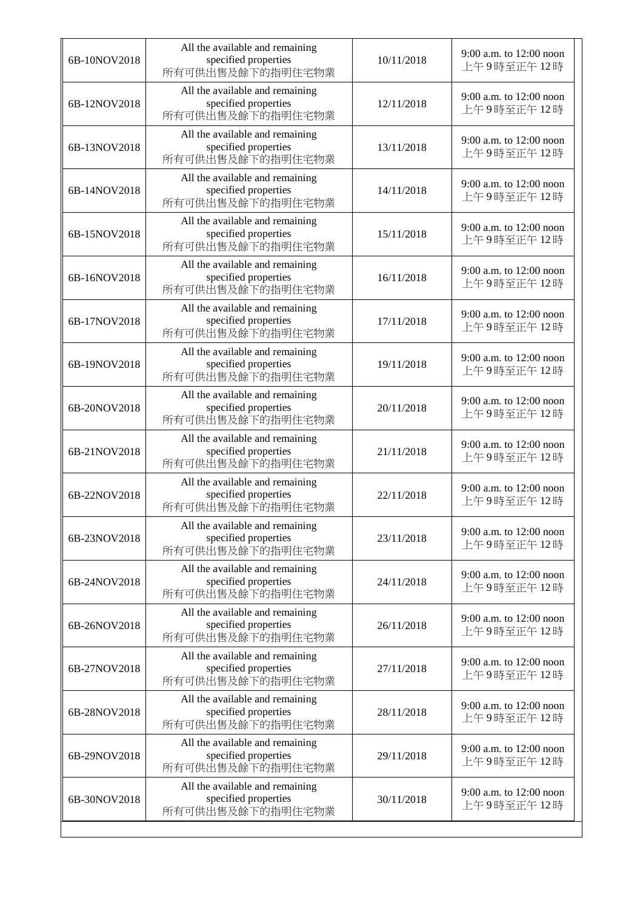| | | | |
|---|---|---|---|
| 6B-10NOV2018 | All the available and remaining specified properties 所有可供出售及餘下的指明住宅物業 | 10/11/2018 | 9:00 a.m. to 12:00 noon 上午 9 時至正午 12 時 |
| 6B-12NOV2018 | All the available and remaining specified properties 所有可供出售及餘下的指明住宅物業 | 12/11/2018 | 9:00 a.m. to 12:00 noon 上午 9 時至正午 12 時 |
| 6B-13NOV2018 | All the available and remaining specified properties 所有可供出售及餘下的指明住宅物業 | 13/11/2018 | 9:00 a.m. to 12:00 noon 上午 9 時至正午 12 時 |
| 6B-14NOV2018 | All the available and remaining specified properties 所有可供出售及餘下的指明住宅物業 | 14/11/2018 | 9:00 a.m. to 12:00 noon 上午 9 時至正午 12 時 |
| 6B-15NOV2018 | All the available and remaining specified properties 所有可供出售及餘下的指明住宅物業 | 15/11/2018 | 9:00 a.m. to 12:00 noon 上午 9 時至正午 12 時 |
| 6B-16NOV2018 | All the available and remaining specified properties 所有可供出售及餘下的指明住宅物業 | 16/11/2018 | 9:00 a.m. to 12:00 noon 上午 9 時至正午 12 時 |
| 6B-17NOV2018 | All the available and remaining specified properties 所有可供出售及餘下的指明住宅物業 | 17/11/2018 | 9:00 a.m. to 12:00 noon 上午 9 時至正午 12 時 |
| 6B-19NOV2018 | All the available and remaining specified properties 所有可供出售及餘下的指明住宅物業 | 19/11/2018 | 9:00 a.m. to 12:00 noon 上午 9 時至正午 12 時 |
| 6B-20NOV2018 | All the available and remaining specified properties 所有可供出售及餘下的指明住宅物業 | 20/11/2018 | 9:00 a.m. to 12:00 noon 上午 9 時至正午 12 時 |
| 6B-21NOV2018 | All the available and remaining specified properties 所有可供出售及餘下的指明住宅物業 | 21/11/2018 | 9:00 a.m. to 12:00 noon 上午 9 時至正午 12 時 |
| 6B-22NOV2018 | All the available and remaining specified properties 所有可供出售及餘下的指明住宅物業 | 22/11/2018 | 9:00 a.m. to 12:00 noon 上午 9 時至正午 12 時 |
| 6B-23NOV2018 | All the available and remaining specified properties 所有可供出售及餘下的指明住宅物業 | 23/11/2018 | 9:00 a.m. to 12:00 noon 上午 9 時至正午 12 時 |
| 6B-24NOV2018 | All the available and remaining specified properties 所有可供出售及餘下的指明住宅物業 | 24/11/2018 | 9:00 a.m. to 12:00 noon 上午 9 時至正午 12 時 |
| 6B-26NOV2018 | All the available and remaining specified properties 所有可供出售及餘下的指明住宅物業 | 26/11/2018 | 9:00 a.m. to 12:00 noon 上午 9 時至正午 12 時 |
| 6B-27NOV2018 | All the available and remaining specified properties 所有可供出售及餘下的指明住宅物業 | 27/11/2018 | 9:00 a.m. to 12:00 noon 上午 9 時至正午 12 時 |
| 6B-28NOV2018 | All the available and remaining specified properties 所有可供出售及餘下的指明住宅物業 | 28/11/2018 | 9:00 a.m. to 12:00 noon 上午 9 時至正午 12 時 |
| 6B-29NOV2018 | All the available and remaining specified properties 所有可供出售及餘下的指明住宅物業 | 29/11/2018 | 9:00 a.m. to 12:00 noon 上午 9 時至正午 12 時 |
| 6B-30NOV2018 | All the available and remaining specified properties 所有可供出售及餘下的指明住宅物業 | 30/11/2018 | 9:00 a.m. to 12:00 noon 上午 9 時至正午 12 時 |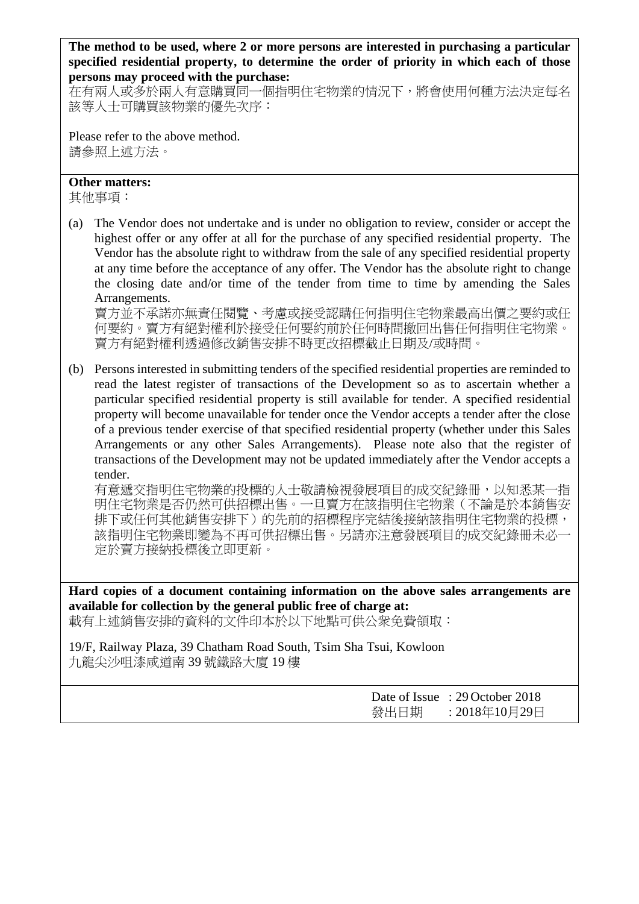**The method to be used, where 2 or more persons are interested in purchasing a particular specified residential property, to determine the order of priority in which each of those persons may proceed with the purchase:**
在有兩人或多於兩人有意購買同一個指明住宅物業的情況下，將會使用何種方法決定每名該等人士可購買該物業的優先次序：

Please refer to the above method.
請參照上述方法。

**Other matters:**
其他事項：

(a) The Vendor does not undertake and is under no obligation to review, consider or accept the highest offer or any offer at all for the purchase of any specified residential property. The Vendor has the absolute right to withdraw from the sale of any specified residential property at any time before the acceptance of any offer. The Vendor has the absolute right to change the closing date and/or time of the tender from time to time by amending the Sales Arrangements.
賣方並不承諾亦無責任閱覽、考慮或接受認購任何指明住宅物業最高出價之要約或任何要約。賣方有絕對權利於接受任何要約前於任何時間撤回出售任何指明住宅物業。賣方有絕對權利透過修改銷售安排不時更改招標截止日期及/或時間。

(b) Persons interested in submitting tenders of the specified residential properties are reminded to read the latest register of transactions of the Development so as to ascertain whether a particular specified residential property is still available for tender. A specified residential property will become unavailable for tender once the Vendor accepts a tender after the close of a previous tender exercise of that specified residential property (whether under this Sales Arrangements or any other Sales Arrangements). Please note also that the register of transactions of the Development may not be updated immediately after the Vendor accepts a tender.
有意遞交指明住宅物業的投標的人士敬請檢視發展項目的成交紀錄冊，以知悉某一指明住宅物業是否仍然可供招標出售。一旦賣方在該指明住宅物業（不論是於本銷售安排下或任何其他銷售安排下）的先前的招標程序完結後接納該指明住宅物業的投標，該指明住宅物業即變為不再可供招標出售。另請亦注意發展項目的成交紀錄冊未必一定於賣方接納投標後立即更新。

**Hard copies of a document containing information on the above sales arrangements are available for collection by the general public free of charge at:**
載有上述銷售安排的資料的文件印本於以下地點可供公眾免費領取：

19/F, Railway Plaza, 39 Chatham Road South, Tsim Sha Tsui, Kowloon
九龍尖沙咀漆咸道南 39 號鐵路大廈 19 樓

Date of Issue : 29 October 2018
發出日期 : 2018年10月29日